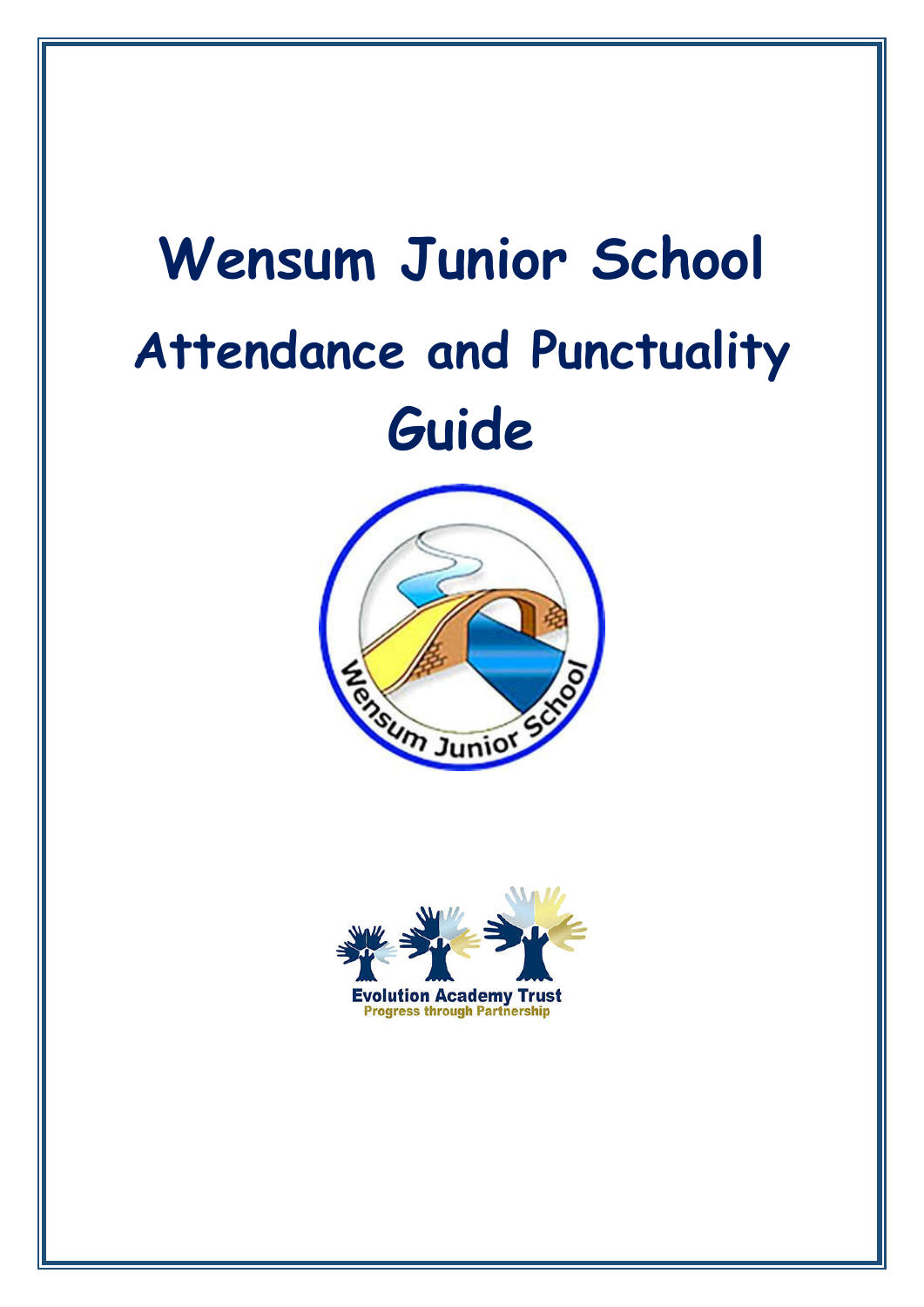# Wensum Junior School

## Attendance and Punctuality Guide

Evolution Academy Trust

Progress through Partnership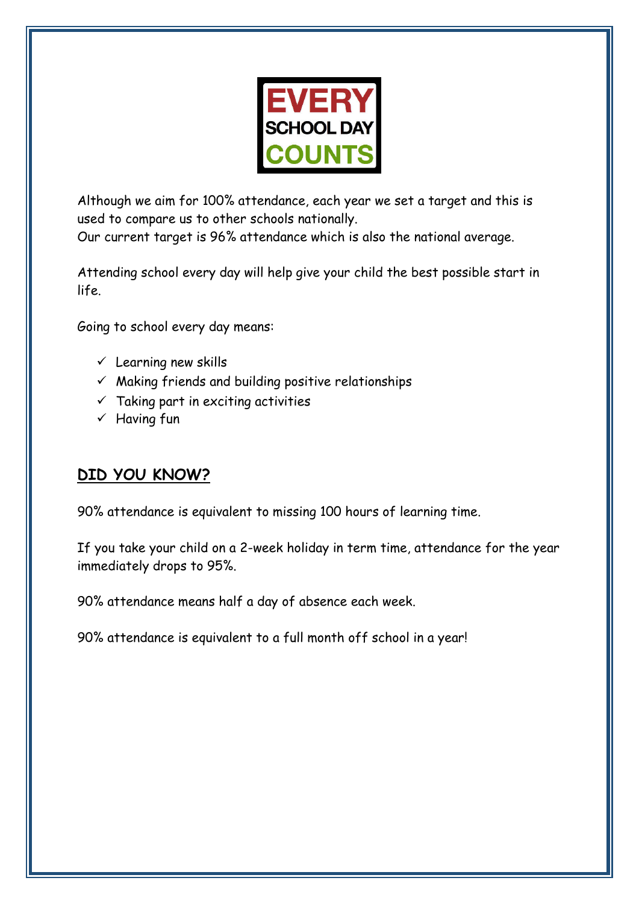EVERY SCHOOL DAY COUNTS

Although we aim for 100% attendance, each year we set a target and this is used to compare us to other schools nationally.
Our current target is 96% attendance which is also the national average.

Attending school every day will help give your child the best possible start in life.

Going to school every day means:

- ✓ Learning new skills
- ✓ Making friends and building positive relationships
- ✓ Taking part in exciting activities
- ✓ Having fun

## DID YOU KNOW?

90% attendance is equivalent to missing 100 hours of learning time.

If you take your child on a 2-week holiday in term time, attendance for the year immediately drops to 95%.

90% attendance means half a day of absence each week.

90% attendance is equivalent to a full month off school in a year!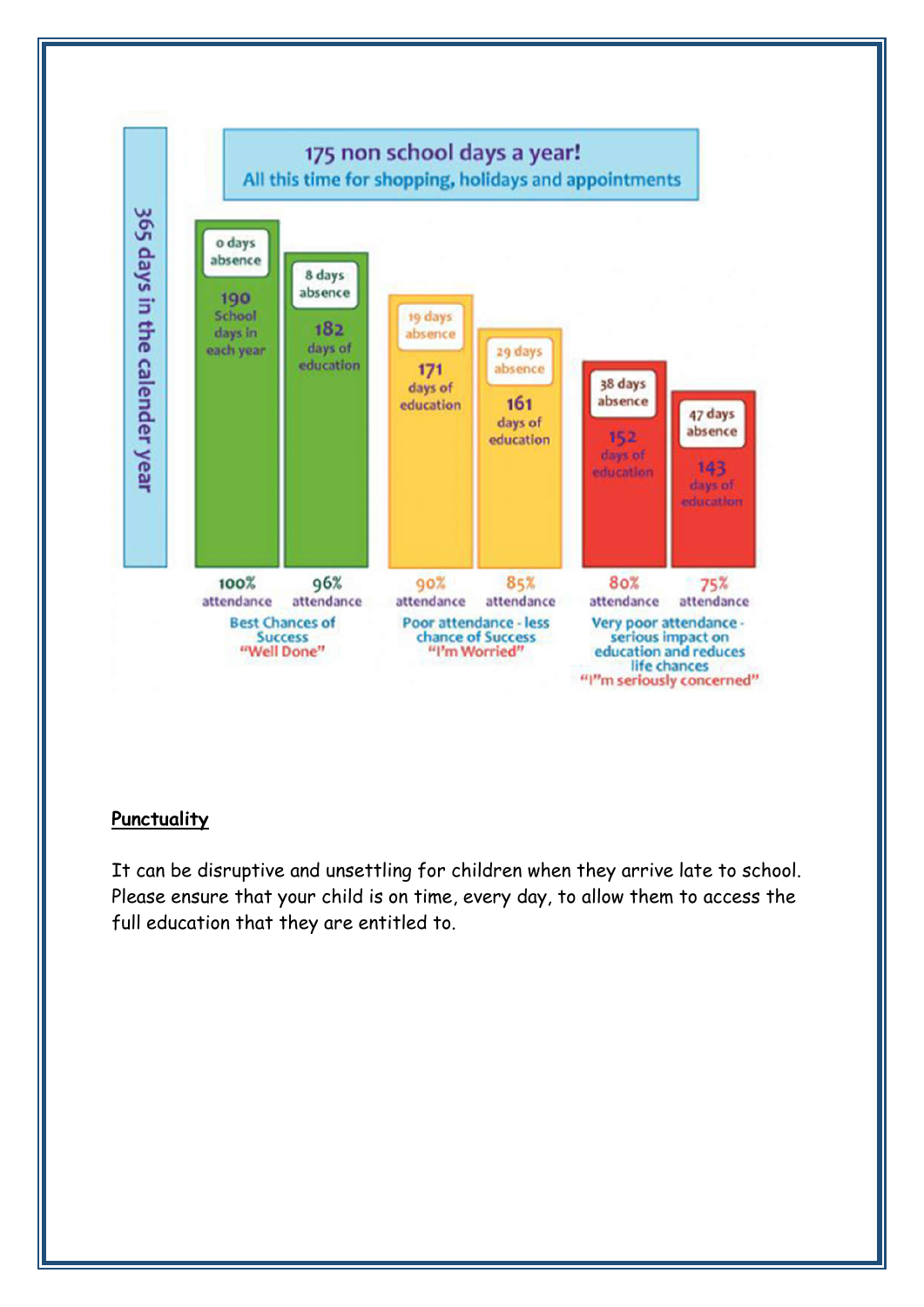**365 days in the calender year**

**175 non school days a year!**
All this time for shopping, holidays and appointments

| Absence | Days | Attendance | |
|---|---|---|---|
| 0 days absence | 190 School days in each year | 100% attendance | Best Chances of Success "Well Done" |
| 8 days absence | 182 days of education | 96% attendance | |
| 19 days absence | 171 days of education | 90% attendance | Poor attendance - less chance of Success "I'm Worried" |
| 29 days absence | 161 days of education | 85% attendance | |
| 38 days absence | 152 days of education | 80% attendance | Very poor attendance - serious impact on education and reduces life chances "I"m seriously concerned" |
| 47 days absence | 143 days of education | 75% attendance | |

## Punctuality

It can be disruptive and unsettling for children when they arrive late to school. Please ensure that your child is on time, every day, to allow them to access the full education that they are entitled to.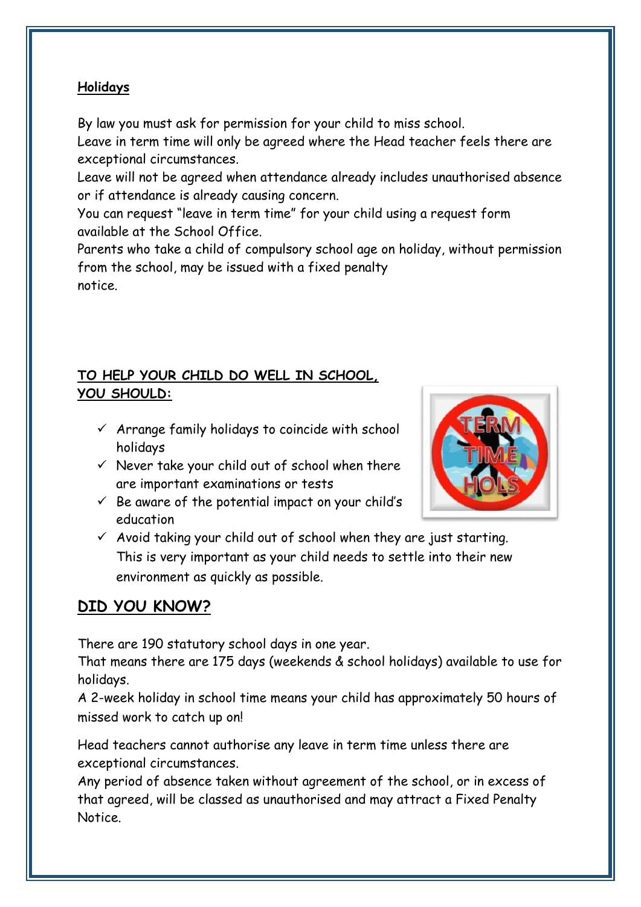**Holidays**

By law you must ask for permission for your child to miss school.
Leave in term time will only be agreed where the Head teacher feels there are exceptional circumstances.
Leave will not be agreed when attendance already includes unauthorised absence or if attendance is already causing concern.
You can request "leave in term time" for your child using a request form available at the School Office.
Parents who take a child of compulsory school age on holiday, without permission from the school, may be issued with a fixed penalty notice.

**TO HELP YOUR CHILD DO WELL IN SCHOOL, YOU SHOULD:**

- ✓ Arrange family holidays to coincide with school holidays
- ✓ Never take your child out of school when there are important examinations or tests
- ✓ Be aware of the potential impact on your child's education
- ✓ Avoid taking your child out of school when they are just starting. This is very important as your child needs to settle into their new environment as quickly as possible.

## DID YOU KNOW?

There are 190 statutory school days in one year.
That means there are 175 days (weekends & school holidays) available to use for holidays.
A 2-week holiday in school time means your child has approximately 50 hours of missed work to catch up on!

Head teachers cannot authorise any leave in term time unless there are exceptional circumstances.
Any period of absence taken without agreement of the school, or in excess of that agreed, will be classed as unauthorised and may attract a Fixed Penalty Notice.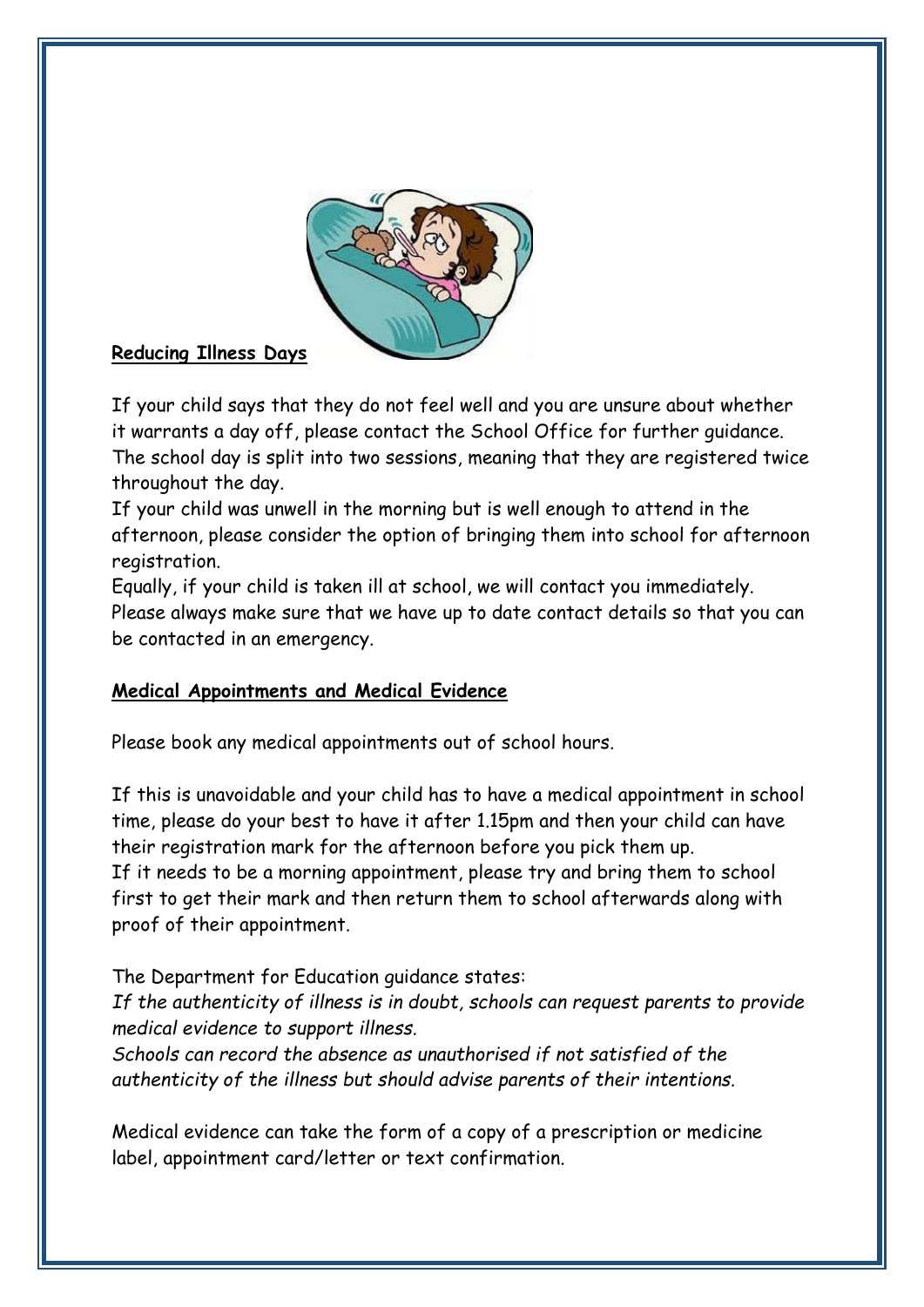**Reducing Illness Days**

If your child says that they do not feel well and you are unsure about whether it warrants a day off, please contact the School Office for further guidance. The school day is split into two sessions, meaning that they are registered twice throughout the day.

If your child was unwell in the morning but is well enough to attend in the afternoon, please consider the option of bringing them into school for afternoon registration.

Equally, if your child is taken ill at school, we will contact you immediately. Please always make sure that we have up to date contact details so that you can be contacted in an emergency.

**Medical Appointments and Medical Evidence**

Please book any medical appointments out of school hours.

If this is unavoidable and your child has to have a medical appointment in school time, please do your best to have it after 1.15pm and then your child can have their registration mark for the afternoon before you pick them up.

If it needs to be a morning appointment, please try and bring them to school first to get their mark and then return them to school afterwards along with proof of their appointment.

The Department for Education guidance states:

*If the authenticity of illness is in doubt, schools can request parents to provide medical evidence to support illness.*

*Schools can record the absence as unauthorised if not satisfied of the authenticity of the illness but should advise parents of their intentions.*

Medical evidence can take the form of a copy of a prescription or medicine label, appointment card/letter or text confirmation.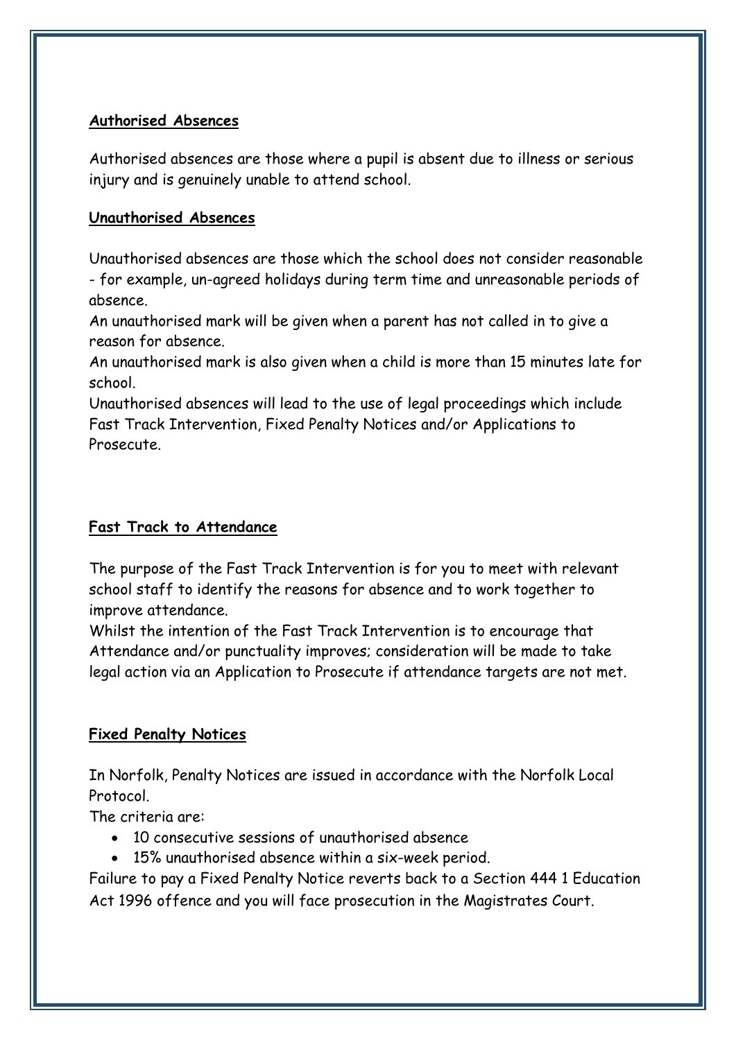## Authorised Absences

Authorised absences are those where a pupil is absent due to illness or serious injury and is genuinely unable to attend school.

## Unauthorised Absences

Unauthorised absences are those which the school does not consider reasonable - for example, un-agreed holidays during term time and unreasonable periods of absence.

An unauthorised mark will be given when a parent has not called in to give a reason for absence.

An unauthorised mark is also given when a child is more than 15 minutes late for school.

Unauthorised absences will lead to the use of legal proceedings which include Fast Track Intervention, Fixed Penalty Notices and/or Applications to Prosecute.

## Fast Track to Attendance

The purpose of the Fast Track Intervention is for you to meet with relevant school staff to identify the reasons for absence and to work together to improve attendance.

Whilst the intention of the Fast Track Intervention is to encourage that Attendance and/or punctuality improves; consideration will be made to take legal action via an Application to Prosecute if attendance targets are not met.

## Fixed Penalty Notices

In Norfolk, Penalty Notices are issued in accordance with the Norfolk Local Protocol.

The criteria are:

- 10 consecutive sessions of unauthorised absence
- 15% unauthorised absence within a six-week period.

Failure to pay a Fixed Penalty Notice reverts back to a Section 444 1 Education Act 1996 offence and you will face prosecution in the Magistrates Court.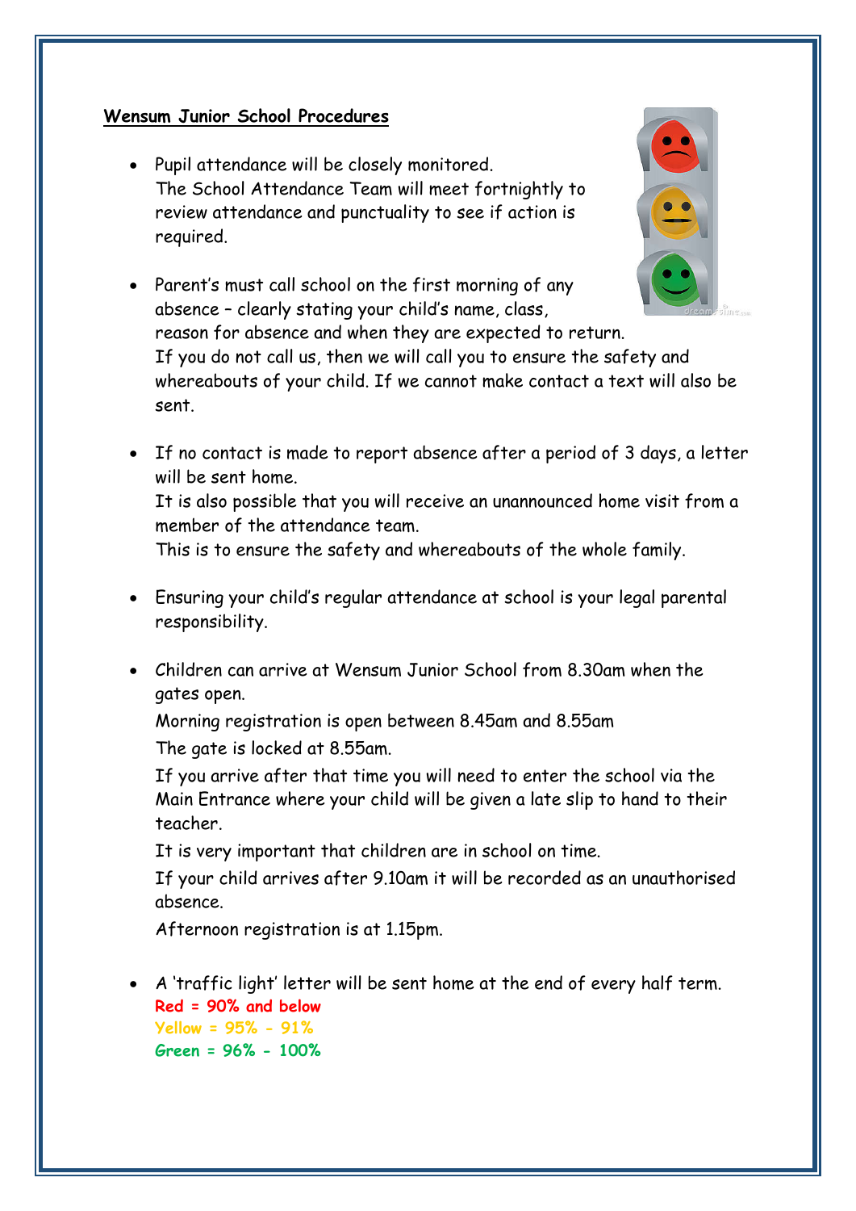**Wensum Junior School Procedures**

- Pupil attendance will be closely monitored.
  The School Attendance Team will meet fortnightly to review attendance and punctuality to see if action is required.

- Parent's must call school on the first morning of any absence – clearly stating your child's name, class, reason for absence and when they are expected to return.
  If you do not call us, then we will call you to ensure the safety and whereabouts of your child. If we cannot make contact a text will also be sent.

- If no contact is made to report absence after a period of 3 days, a letter will be sent home.
  It is also possible that you will receive an unannounced home visit from a member of the attendance team.
  This is to ensure the safety and whereabouts of the whole family.

- Ensuring your child's regular attendance at school is your legal parental responsibility.

- Children can arrive at Wensum Junior School from 8.30am when the gates open.
  Morning registration is open between 8.45am and 8.55am
  The gate is locked at 8.55am.
  If you arrive after that time you will need to enter the school via the Main Entrance where your child will be given a late slip to hand to their teacher.
  It is very important that children are in school on time.
  If your child arrives after 9.10am it will be recorded as an unauthorised absence.
  Afternoon registration is at 1.15pm.

- A 'traffic light' letter will be sent home at the end of every half term.
  **Red = 90% and below**
  **Yellow = 95% - 91%**
  **Green = 96% - 100%**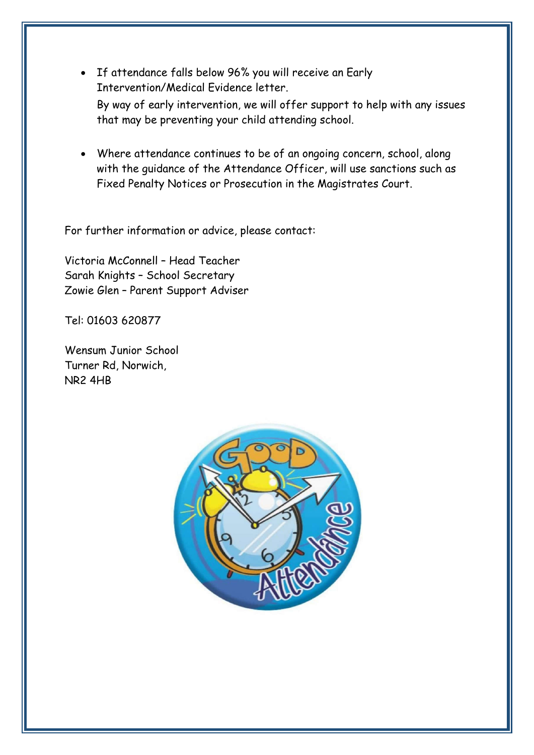- If attendance falls below 96% you will receive an Early Intervention/Medical Evidence letter.
  By way of early intervention, we will offer support to help with any issues that may be preventing your child attending school.

- Where attendance continues to be of an ongoing concern, school, along with the guidance of the Attendance Officer, will use sanctions such as Fixed Penalty Notices or Prosecution in the Magistrates Court.

For further information or advice, please contact:

Victoria McConnell – Head Teacher
Sarah Knights – School Secretary
Zowie Glen – Parent Support Adviser

Tel: 01603 620877

Wensum Junior School
Turner Rd, Norwich,
NR2 4HB